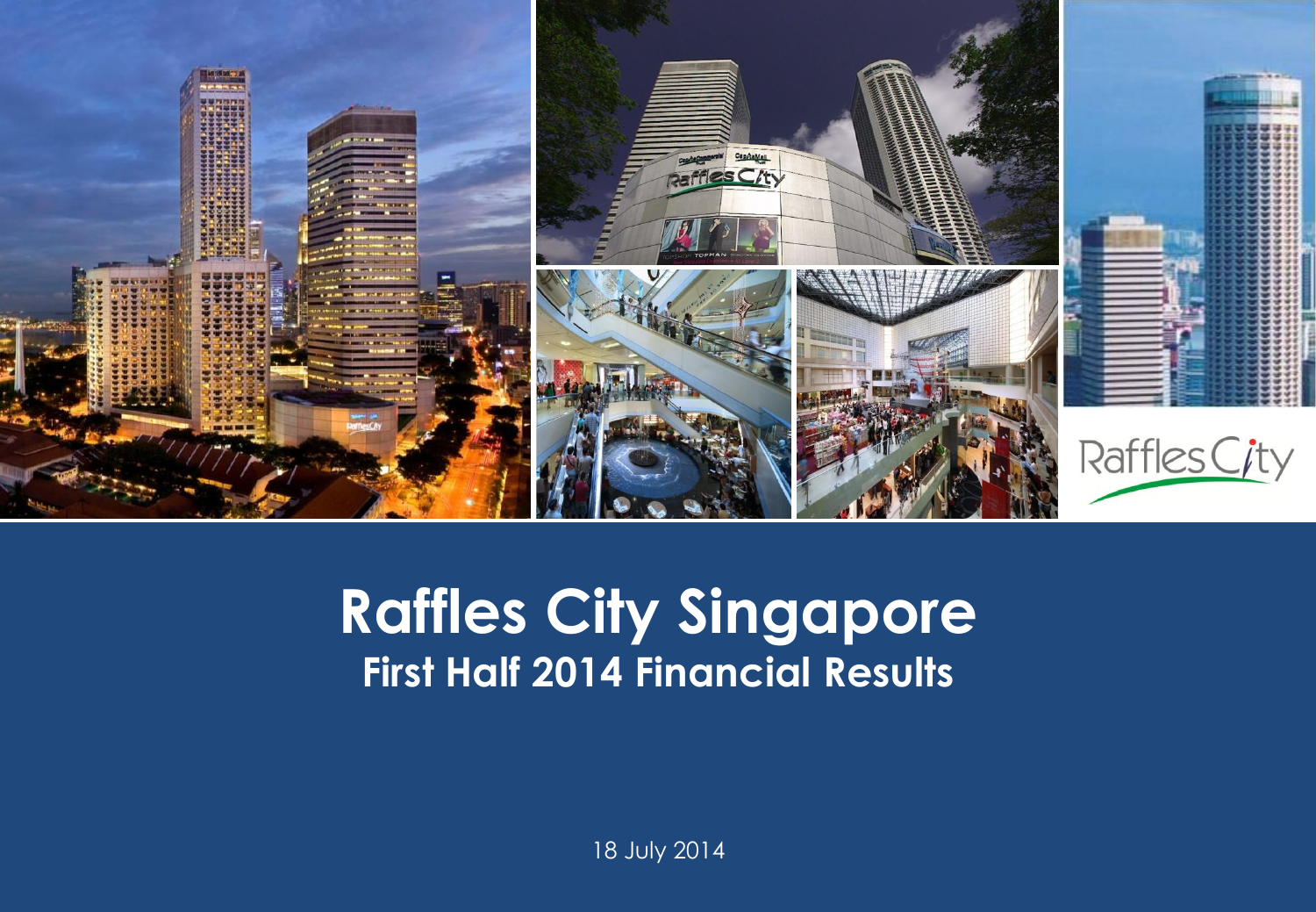# Raffles City Singapore

## First Half 2014 Financial Results

18 July 2014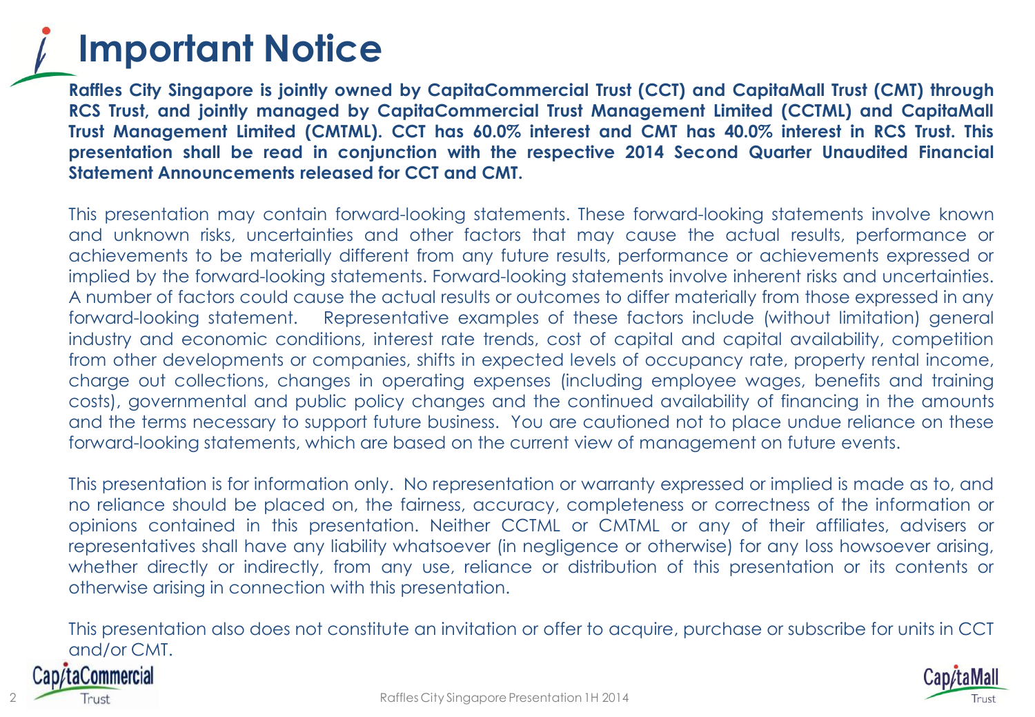# Important Notice

**Raffles City Singapore is jointly owned by CapitaCommercial Trust (CCT) and CapitaMall Trust (CMT) through RCS Trust, and jointly managed by CapitaCommercial Trust Management Limited (CCTML) and CapitaMall Trust Management Limited (CMTML). CCT has 60.0% interest and CMT has 40.0% interest in RCS Trust. This presentation shall be read in conjunction with the respective 2014 Second Quarter Unaudited Financial Statement Announcements released for CCT and CMT.**

This presentation may contain forward-looking statements. These forward-looking statements involve known and unknown risks, uncertainties and other factors that may cause the actual results, performance or achievements to be materially different from any future results, performance or achievements expressed or implied by the forward-looking statements. Forward-looking statements involve inherent risks and uncertainties. A number of factors could cause the actual results or outcomes to differ materially from those expressed in any forward-looking statement. Representative examples of these factors include (without limitation) general industry and economic conditions, interest rate trends, cost of capital and capital availability, competition from other developments or companies, shifts in expected levels of occupancy rate, property rental income, charge out collections, changes in operating expenses (including employee wages, benefits and training costs), governmental and public policy changes and the continued availability of financing in the amounts and the terms necessary to support future business. You are cautioned not to place undue reliance on these forward-looking statements, which are based on the current view of management on future events.

This presentation is for information only. No representation or warranty expressed or implied is made as to, and no reliance should be placed on, the fairness, accuracy, completeness or correctness of the information or opinions contained in this presentation. Neither CCTML or CMTML or any of their affiliates, advisers or representatives shall have any liability whatsoever (in negligence or otherwise) for any loss howsoever arising, whether directly or indirectly, from any use, reliance or distribution of this presentation or its contents or otherwise arising in connection with this presentation.

This presentation also does not constitute an invitation or offer to acquire, purchase or subscribe for units in CCT and/or CMT.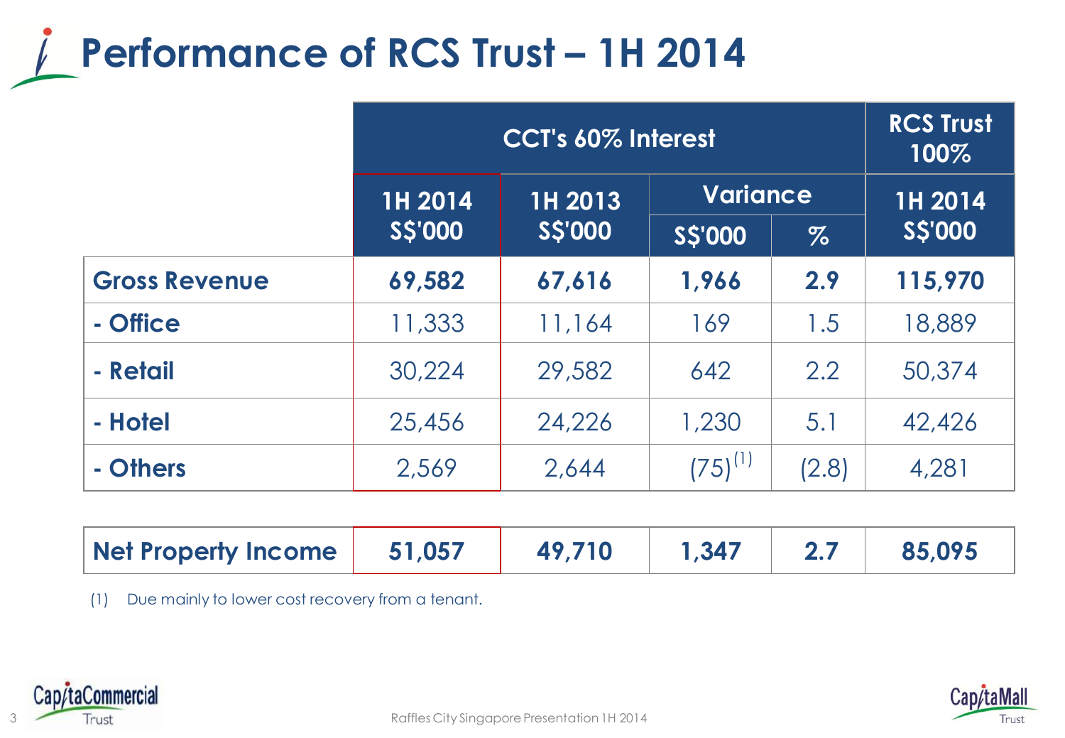# Performance of RCS Trust – 1H 2014

| | CCT's 60% Interest | | | | RCS Trust 100% |
|---|---|---|---|---|---|
| | 1H 2014 S$'000 | 1H 2013 S$'000 | Variance | | 1H 2014 S$'000 |
| | | | S$'000 | % | |
| **Gross Revenue** | **69,582** | **67,616** | **1,966** | **2.9** | **115,970** |
| **- Office** | 11,333 | 11,164 | 169 | 1.5 | 18,889 |
| **- Retail** | 30,224 | 29,582 | 642 | 2.2 | 50,374 |
| **- Hotel** | 25,456 | 24,226 | 1,230 | 5.1 | 42,426 |
| **- Others** | 2,569 | 2,644 | (75)[1] | (2.8) | 4,281 |
| **Net Property Income** | **51,057** | **49,710** | **1,347** | **2.7** | **85,095** |

(1) Due mainly to lower cost recovery from a tenant.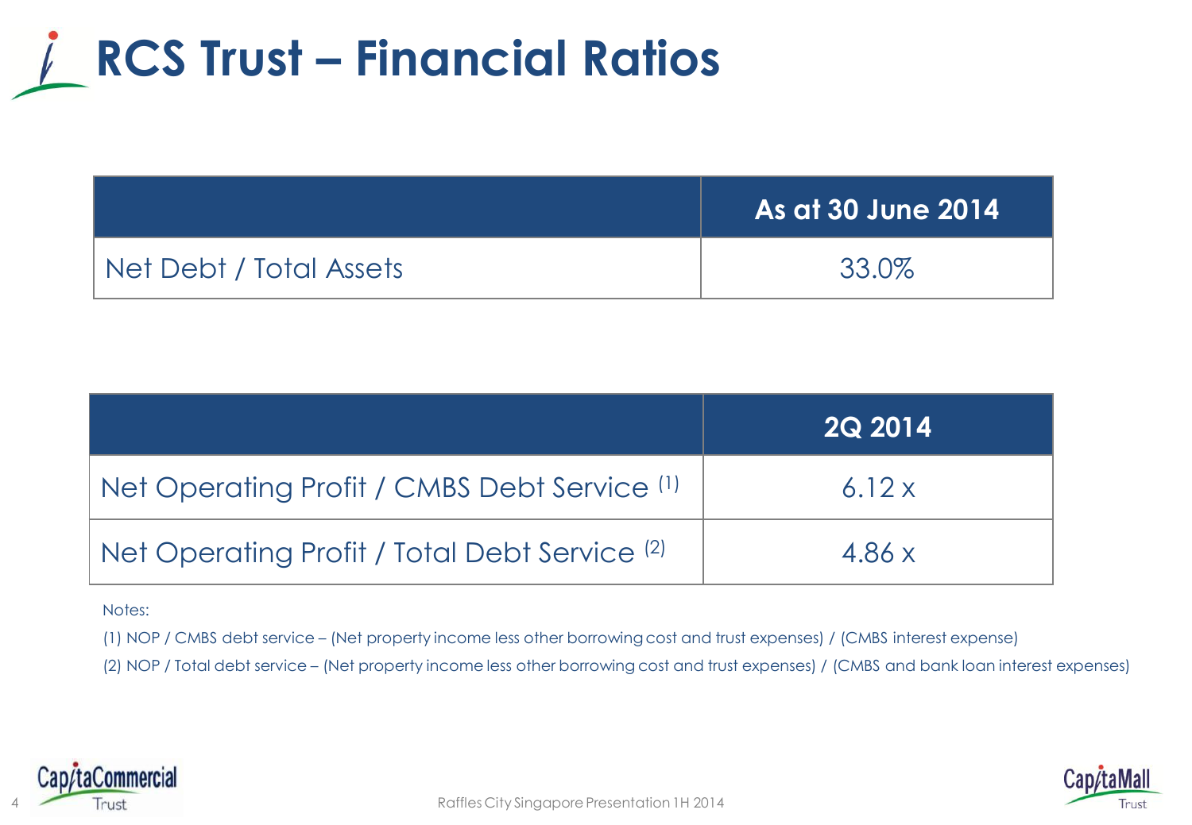# RCS Trust – Financial Ratios

| | As at 30 June 2014 |
|---|---|
| Net Debt / Total Assets | 33.0% |

| | 2Q 2014 |
|---|---|
| Net Operating Profit / CMBS Debt Service [1] | 6.12 x |
| Net Operating Profit / Total Debt Service [2] | 4.86 x |

Notes:

(1) NOP / CMBS debt service – (Net property income less other borrowing cost and trust expenses) / (CMBS interest expense)

(2) NOP / Total debt service – (Net property income less other borrowing cost and trust expenses) / (CMBS and bank loan interest expenses)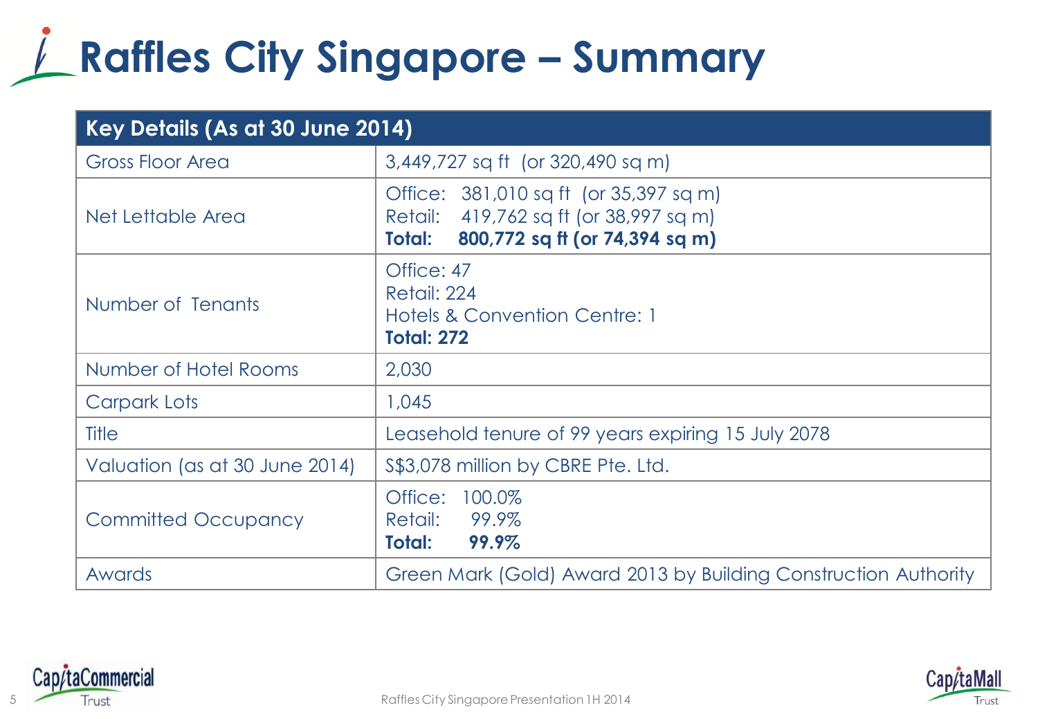# Raffles City Singapore – Summary

| Key Details (As at 30 June 2014) | |
|---|---|
| Gross Floor Area | 3,449,727 sq ft (or 320,490 sq m) |
| Net Lettable Area | Office: 381,010 sq ft (or 35,397 sq m)<br>Retail: 419,762 sq ft (or 38,997 sq m)<br>**Total: 800,772 sq ft (or 74,394 sq m)** |
| Number of Tenants | Office: 47<br>Retail: 224<br>Hotels & Convention Centre: 1<br>**Total: 272** |
| Number of Hotel Rooms | 2,030 |
| Carpark Lots | 1,045 |
| Title | Leasehold tenure of 99 years expiring 15 July 2078 |
| Valuation (as at 30 June 2014) | S$3,078 million by CBRE Pte. Ltd. |
| Committed Occupancy | Office: 100.0%<br>Retail: 99.9%<br>**Total: 99.9%** |
| Awards | Green Mark (Gold) Award 2013 by Building Construction Authority |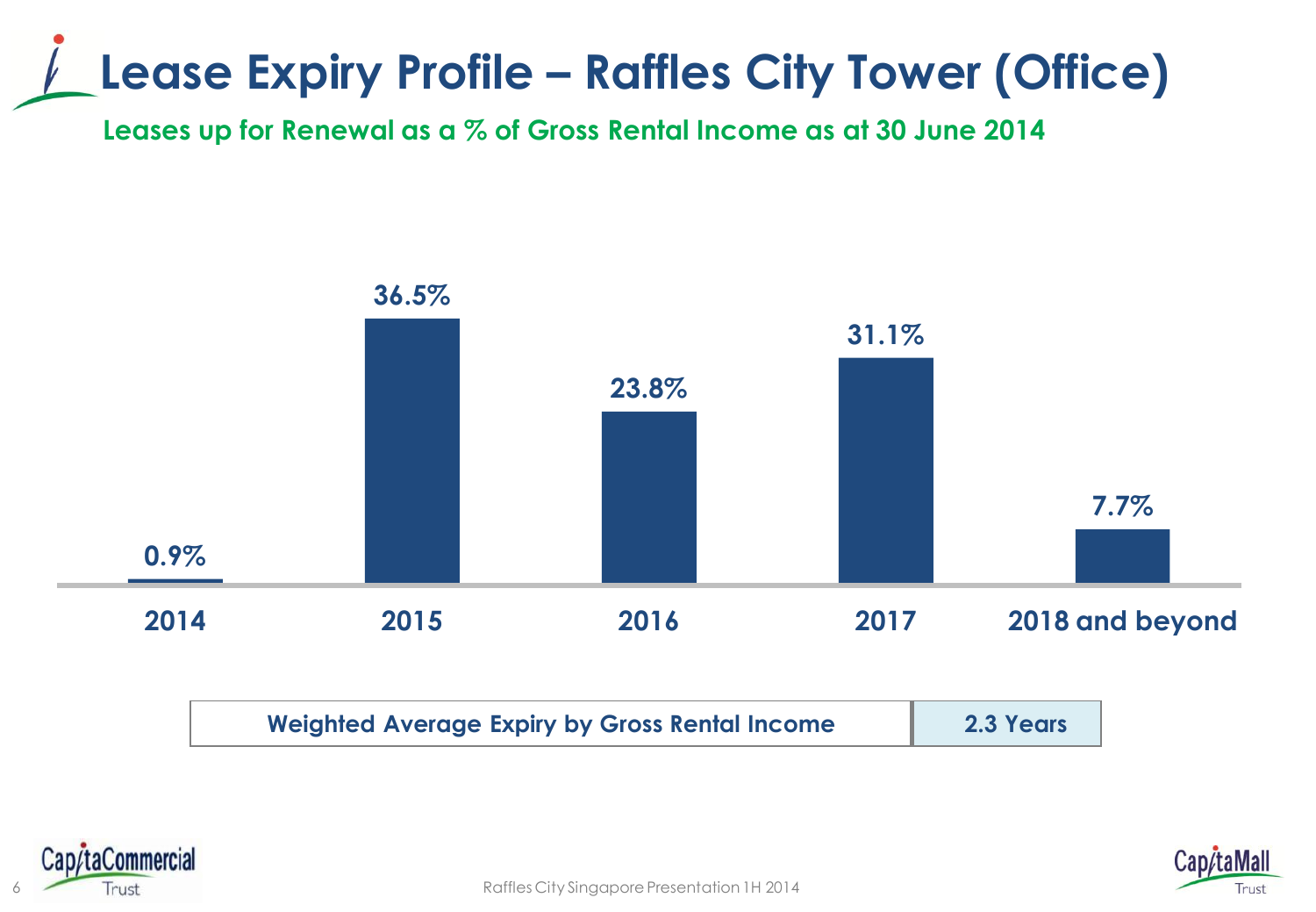# Lease Expiry Profile – Raffles City Tower (Office)

**Leases up for Renewal as a % of Gross Rental Income as at 30 June 2014**

| Year | % of Gross Rental Income |
|---|---|
| 2014 | 0.9% |
| 2015 | 36.5% |
| 2016 | 23.8% |
| 2017 | 31.1% |
| 2018 and beyond | 7.7% |

| Weighted Average Expiry by Gross Rental Income | 2.3 Years |
|---|---|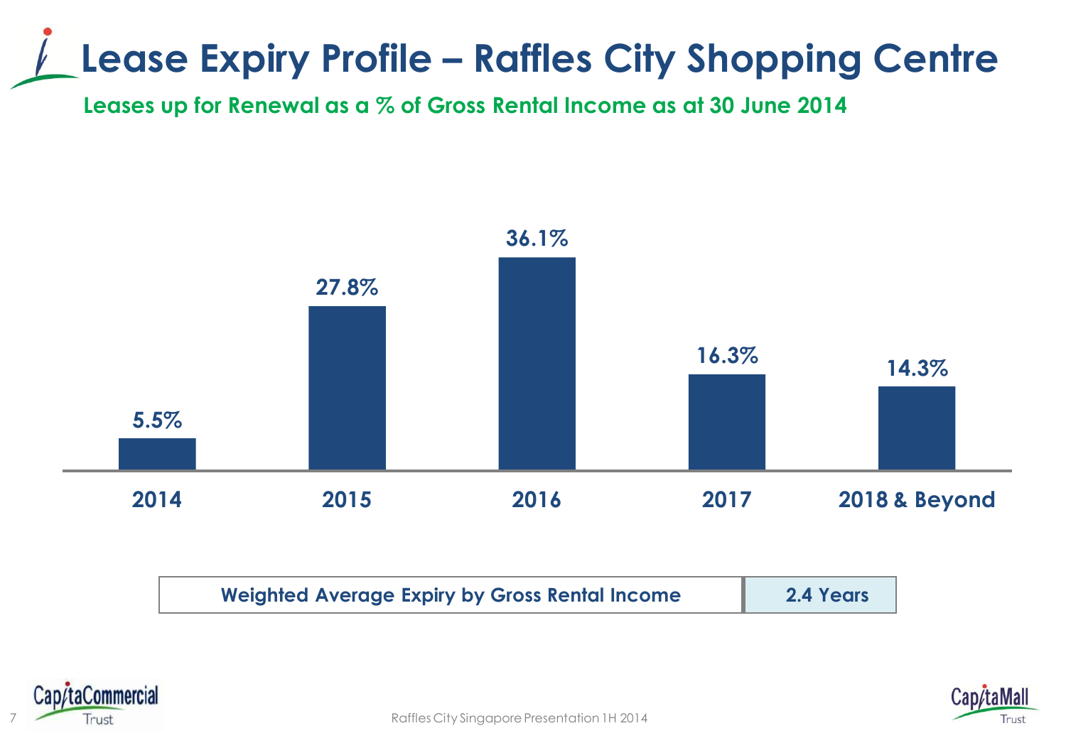# Lease Expiry Profile – Raffles City Shopping Centre

**Leases up for Renewal as a % of Gross Rental Income as at 30 June 2014**

| Year | % of Gross Rental Income |
|---|---|
| 2014 | 5.5% |
| 2015 | 27.8% |
| 2016 | 36.1% |
| 2017 | 16.3% |
| 2018 & Beyond | 14.3% |

| Weighted Average Expiry by Gross Rental Income | 2.4 Years |
|---|---|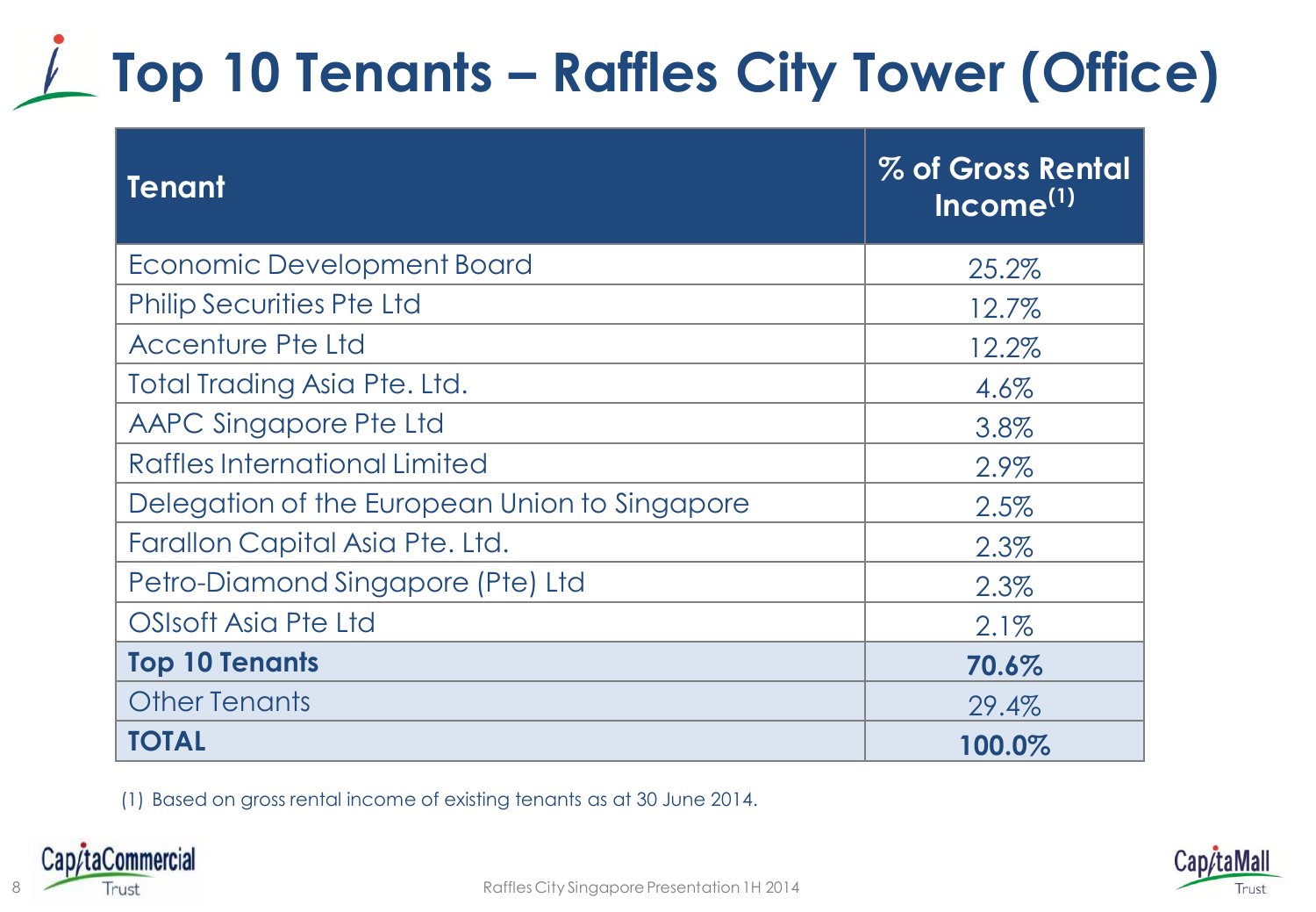# Top 10 Tenants – Raffles City Tower (Office)

| Tenant | % of Gross Rental Income[1] |
|---|---|
| Economic Development Board | 25.2% |
| Philip Securities Pte Ltd | 12.7% |
| Accenture Pte Ltd | 12.2% |
| Total Trading Asia Pte. Ltd. | 4.6% |
| AAPC Singapore Pte Ltd | 3.8% |
| Raffles International Limited | 2.9% |
| Delegation of the European Union to Singapore | 2.5% |
| Farallon Capital Asia Pte. Ltd. | 2.3% |
| Petro-Diamond Singapore (Pte) Ltd | 2.3% |
| OSIsoft Asia Pte Ltd | 2.1% |
| **Top 10 Tenants** | **70.6%** |
| Other Tenants | 29.4% |
| **TOTAL** | **100.0%** |

(1) Based on gross rental income of existing tenants as at 30 June 2014.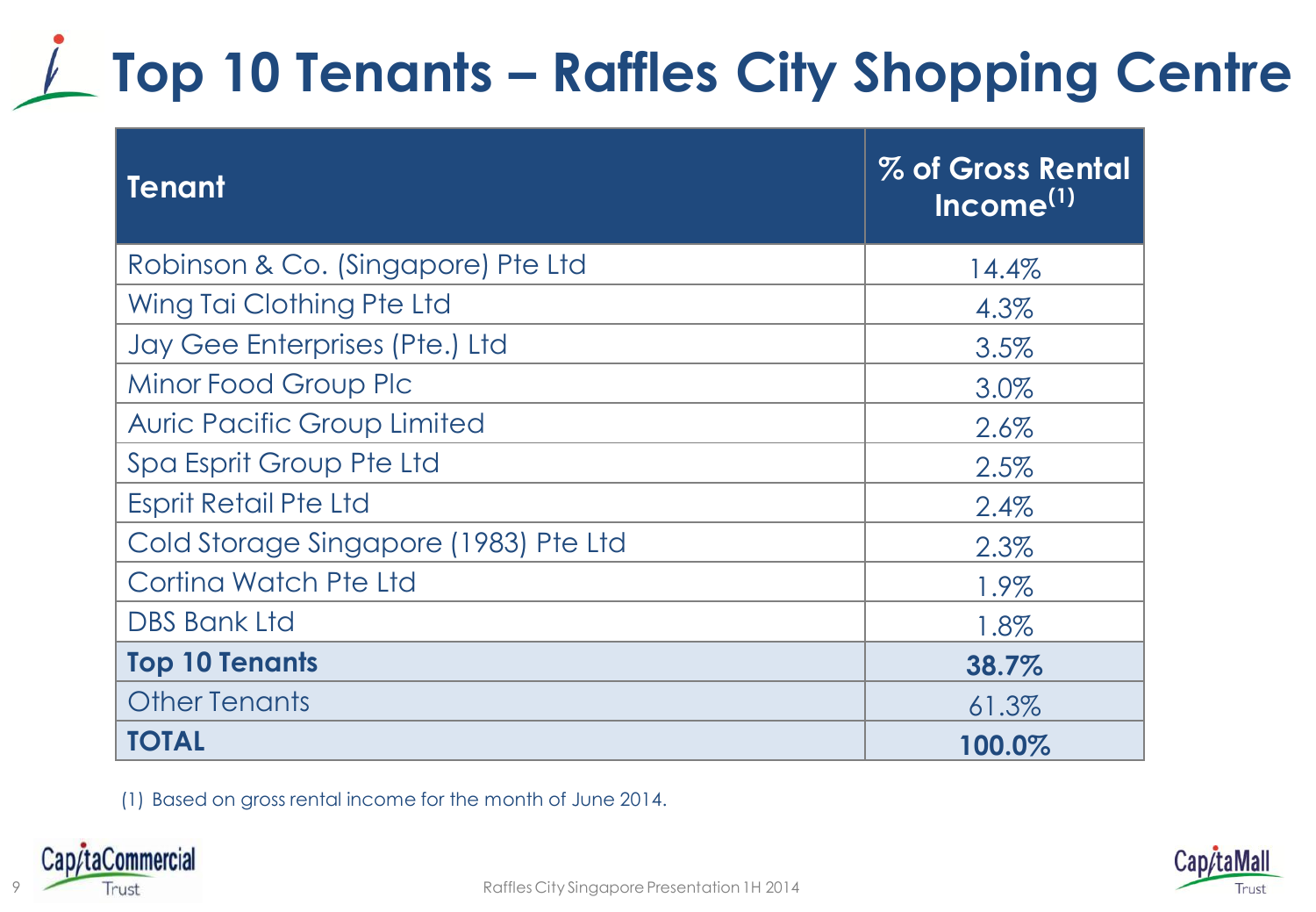# Top 10 Tenants – Raffles City Shopping Centre

| Tenant | % of Gross Rental Income[1] |
|---|---|
| Robinson & Co. (Singapore) Pte Ltd | 14.4% |
| Wing Tai Clothing Pte Ltd | 4.3% |
| Jay Gee Enterprises (Pte.) Ltd | 3.5% |
| Minor Food Group Plc | 3.0% |
| Auric Pacific Group Limited | 2.6% |
| Spa Esprit Group Pte Ltd | 2.5% |
| Esprit Retail Pte Ltd | 2.4% |
| Cold Storage Singapore (1983) Pte Ltd | 2.3% |
| Cortina Watch Pte Ltd | 1.9% |
| DBS Bank Ltd | 1.8% |
| **Top 10 Tenants** | **38.7%** |
| Other Tenants | 61.3% |
| **TOTAL** | **100.0%** |

(1) Based on gross rental income for the month of June 2014.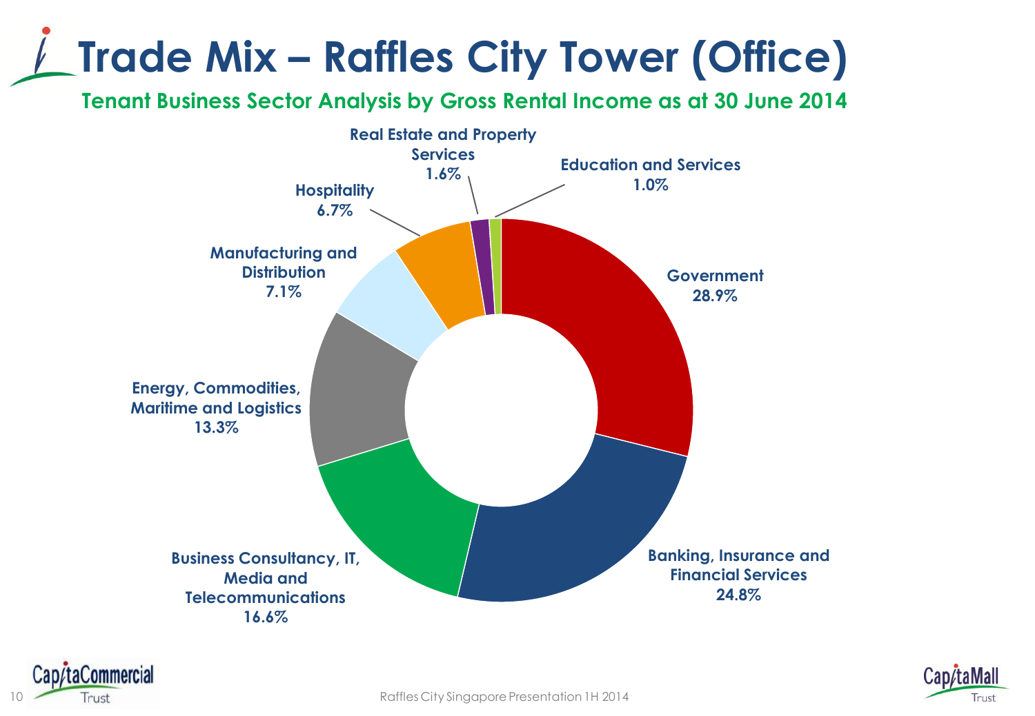# Trade Mix – Raffles City Tower (Office)

## Tenant Business Sector Analysis by Gross Rental Income as at 30 June 2014

| Sector | % |
| --- | --- |
| Government | 28.9% |
| Banking, Insurance and Financial Services | 24.8% |
| Business Consultancy, IT, Media and Telecommunications | 16.6% |
| Energy, Commodities, Maritime and Logistics | 13.3% |
| Manufacturing and Distribution | 7.1% |
| Hospitality | 6.7% |
| Real Estate and Property Services | 1.6% |
| Education and Services | 1.0% |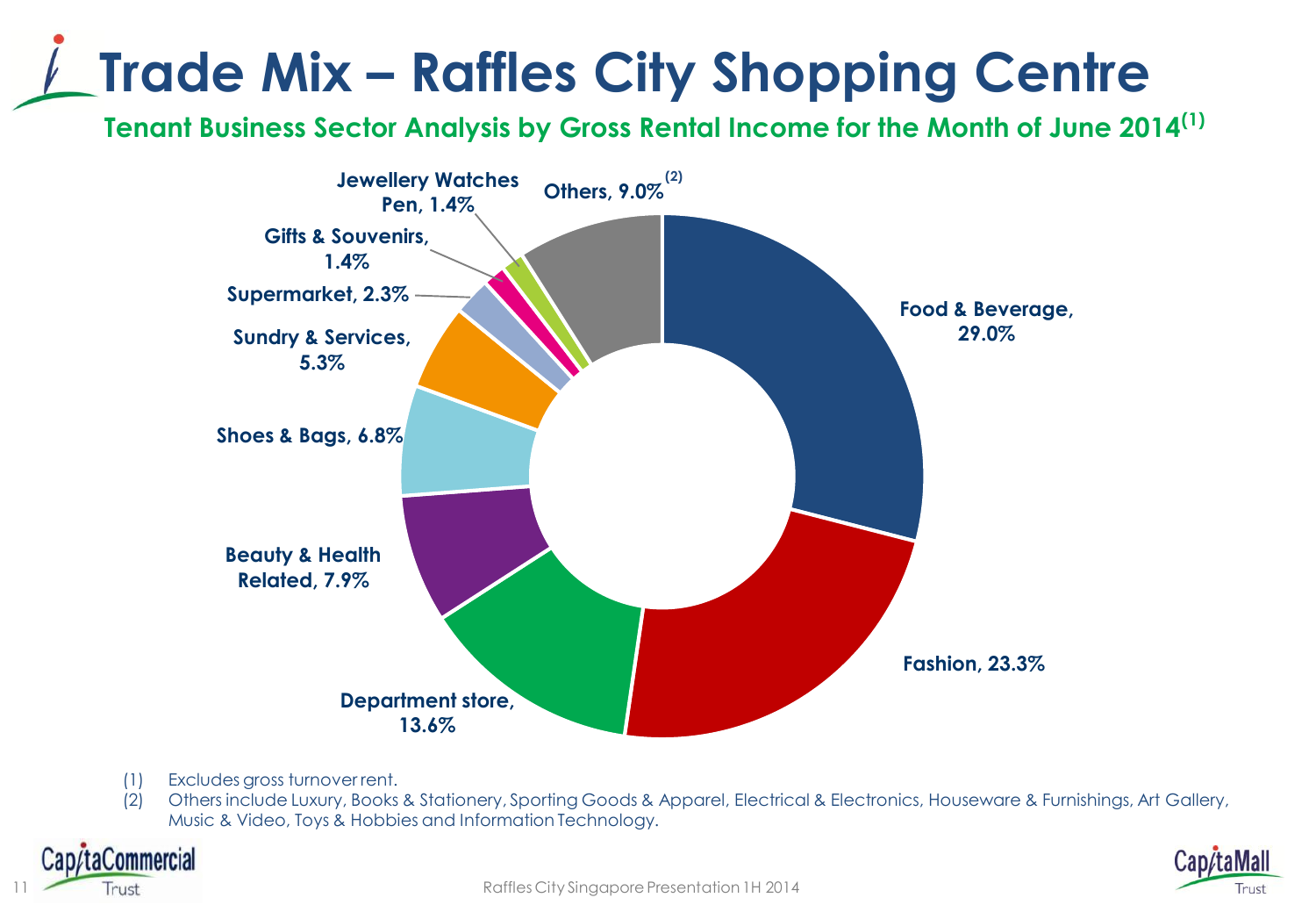# Trade Mix – Raffles City Shopping Centre

## Tenant Business Sector Analysis by Gross Rental Income for the Month of June 2014[1]

| Trade Sector | % of Gross Rental Income |
| --- | --- |
| Food & Beverage | 29.0% |
| Fashion | 23.3% |
| Department store | 13.6% |
| Beauty & Health Related | 7.9% |
| Shoes & Bags | 6.8% |
| Sundry & Services | 5.3% |
| Supermarket | 2.3% |
| Gifts & Souvenirs | 1.4% |
| Jewellery Watches Pen | 1.4% |
| Others[2] | 9.0% |

(1) Excludes gross turnover rent.

(2) Others include Luxury, Books & Stationery, Sporting Goods & Apparel, Electrical & Electronics, Houseware & Furnishings, Art Gallery, Music & Video, Toys & Hobbies and Information Technology.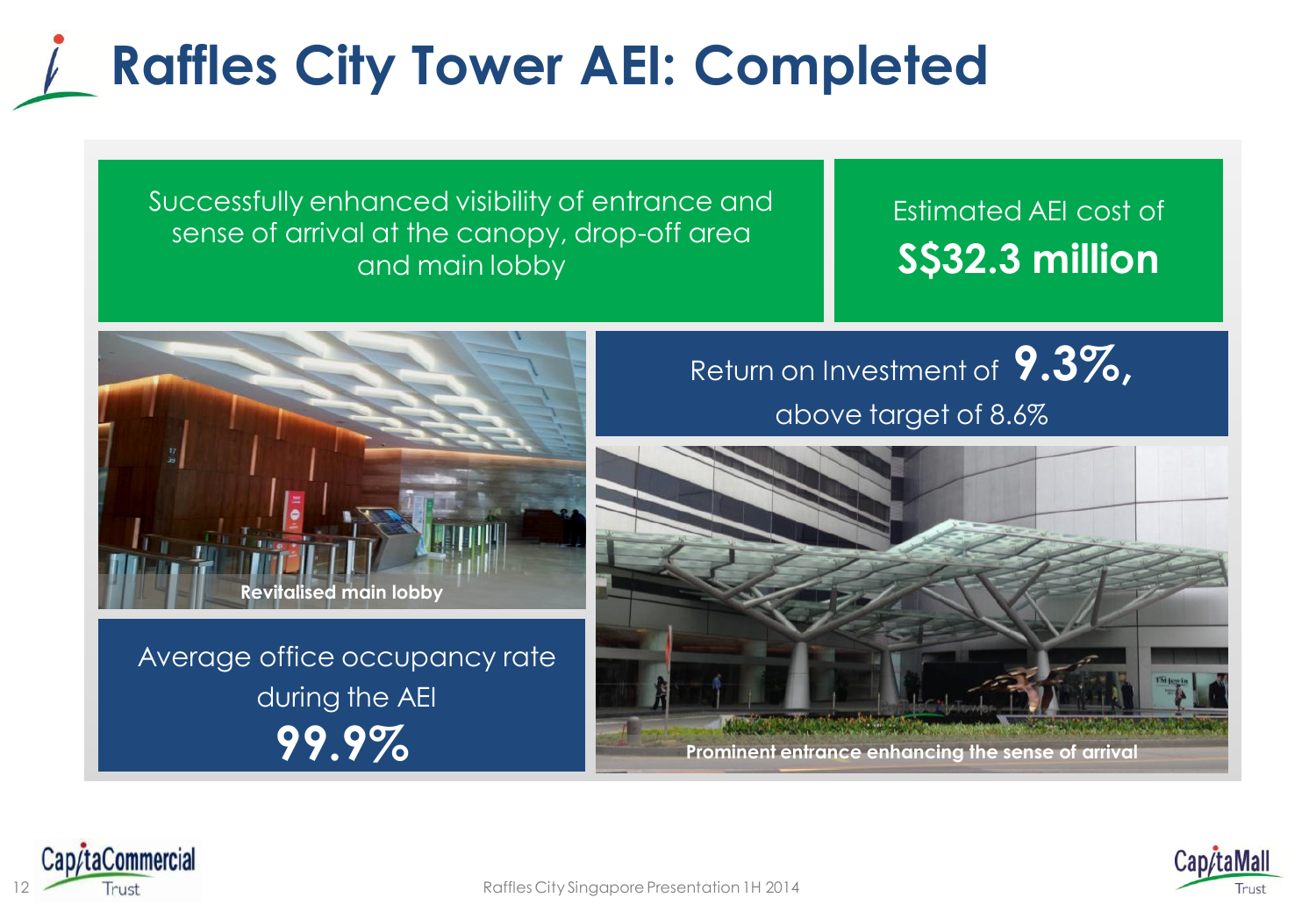# Raffles City Tower AEI: Completed

Successfully enhanced visibility of entrance and sense of arrival at the canopy, drop-off area and main lobby

Estimated AEI cost of **S$32.3 million**

Return on Investment of **9.3%**, above target of 8.6%

**Revitalised main lobby**

Average office occupancy rate during the AEI **99.9%**

**Prominent entrance enhancing the sense of arrival**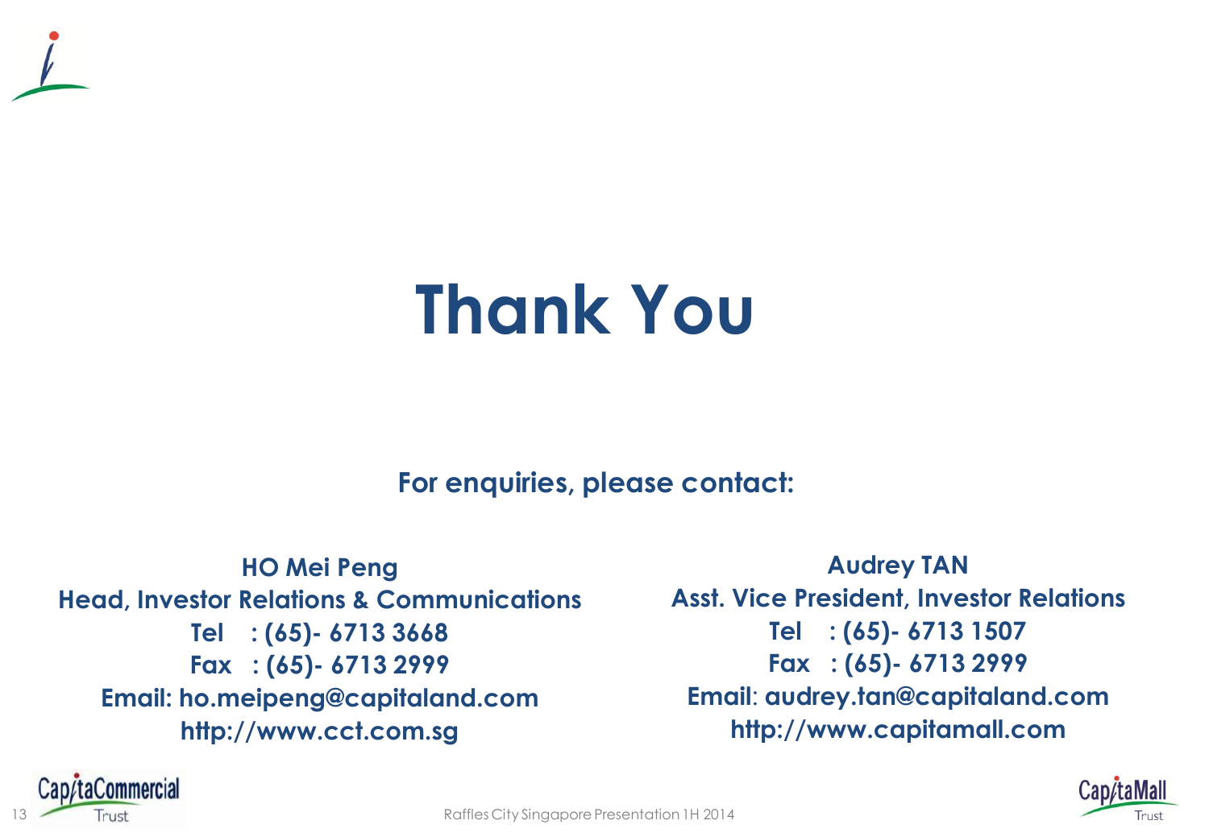# Thank You

**For enquiries, please contact:**

**HO Mei Peng**
**Head, Investor Relations & Communications**
**Tel : (65)- 6713 3668**
**Fax : (65)- 6713 2999**
**Email: ho.meipeng@capitaland.com**
**http://www.cct.com.sg**

**Audrey TAN**
**Asst. Vice President, Investor Relations**
**Tel : (65)- 6713 1507**
**Fax : (65)- 6713 2999**
**Email: audrey.tan@capitaland.com**
**http://www.capitamall.com**